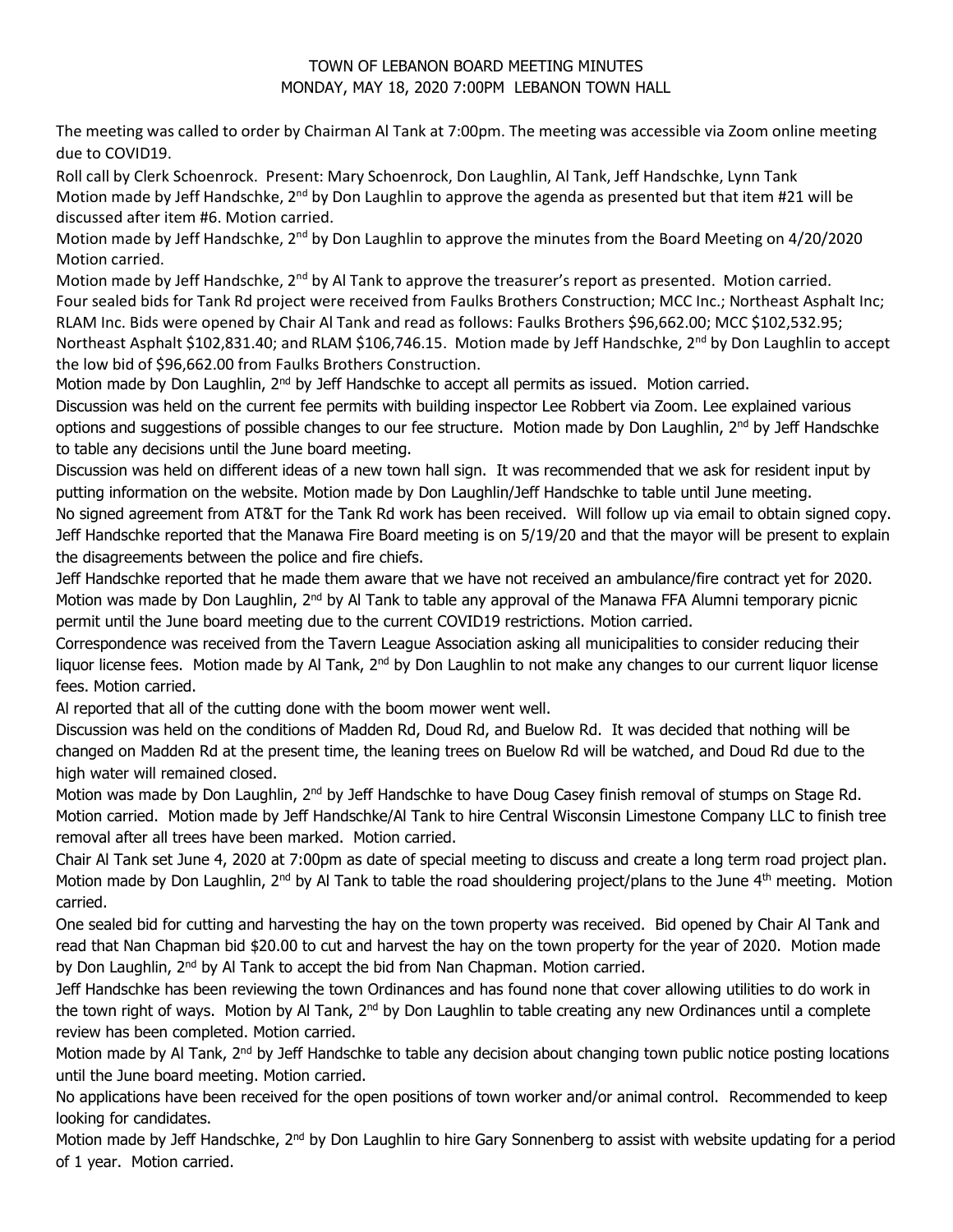# TOWN OF LEBANON BOARD MEETING MINUTES
## MONDAY, MAY 18, 2020 7:00PM LEBANON TOWN HALL

The meeting was called to order by Chairman Al Tank at 7:00pm. The meeting was accessible via Zoom online meeting due to COVID19.

Roll call by Clerk Schoenrock. Present: Mary Schoenrock, Don Laughlin, Al Tank, Jeff Handschke, Lynn Tank

Motion made by Jeff Handschke, 2nd by Don Laughlin to approve the agenda as presented but that item #21 will be discussed after item #6. Motion carried.

Motion made by Jeff Handschke, 2nd by Don Laughlin to approve the minutes from the Board Meeting on 4/20/2020 Motion carried.

Motion made by Jeff Handschke, 2nd by Al Tank to approve the treasurer's report as presented. Motion carried.

Four sealed bids for Tank Rd project were received from Faulks Brothers Construction; MCC Inc.; Northeast Asphalt Inc; RLAM Inc. Bids were opened by Chair Al Tank and read as follows: Faulks Brothers $96,662.00; MCC $102,532.95; Northeast Asphalt $102,831.40; and RLAM $106,746.15. Motion made by Jeff Handschke, 2nd by Don Laughlin to accept the low bid of $96,662.00 from Faulks Brothers Construction.

Motion made by Don Laughlin, 2nd by Jeff Handschke to accept all permits as issued. Motion carried.

Discussion was held on the current fee permits with building inspector Lee Robbert via Zoom. Lee explained various options and suggestions of possible changes to our fee structure. Motion made by Don Laughlin, 2nd by Jeff Handschke to table any decisions until the June board meeting.

Discussion was held on different ideas of a new town hall sign. It was recommended that we ask for resident input by putting information on the website. Motion made by Don Laughlin/Jeff Handschke to table until June meeting.

No signed agreement from AT&T for the Tank Rd work has been received. Will follow up via email to obtain signed copy.

Jeff Handschke reported that the Manawa Fire Board meeting is on 5/19/20 and that the mayor will be present to explain the disagreements between the police and fire chiefs.

Jeff Handschke reported that he made them aware that we have not received an ambulance/fire contract yet for 2020.

Motion was made by Don Laughlin, 2nd by Al Tank to table any approval of the Manawa FFA Alumni temporary picnic permit until the June board meeting due to the current COVID19 restrictions. Motion carried.

Correspondence was received from the Tavern League Association asking all municipalities to consider reducing their liquor license fees. Motion made by Al Tank, 2nd by Don Laughlin to not make any changes to our current liquor license fees. Motion carried.

Al reported that all of the cutting done with the boom mower went well.

Discussion was held on the conditions of Madden Rd, Doud Rd, and Buelow Rd. It was decided that nothing will be changed on Madden Rd at the present time, the leaning trees on Buelow Rd will be watched, and Doud Rd due to the high water will remained closed.

Motion was made by Don Laughlin, 2nd by Jeff Handschke to have Doug Casey finish removal of stumps on Stage Rd. Motion carried. Motion made by Jeff Handschke/Al Tank to hire Central Wisconsin Limestone Company LLC to finish tree removal after all trees have been marked. Motion carried.

Chair Al Tank set June 4, 2020 at 7:00pm as date of special meeting to discuss and create a long term road project plan. Motion made by Don Laughlin, 2nd by Al Tank to table the road shouldering project/plans to the June 4th meeting. Motion carried.

One sealed bid for cutting and harvesting the hay on the town property was received. Bid opened by Chair Al Tank and read that Nan Chapman bid $20.00 to cut and harvest the hay on the town property for the year of 2020. Motion made by Don Laughlin, 2nd by Al Tank to accept the bid from Nan Chapman. Motion carried.

Jeff Handschke has been reviewing the town Ordinances and has found none that cover allowing utilities to do work in the town right of ways. Motion by Al Tank, 2nd by Don Laughlin to table creating any new Ordinances until a complete review has been completed. Motion carried.

Motion made by Al Tank, 2nd by Jeff Handschke to table any decision about changing town public notice posting locations until the June board meeting. Motion carried.

No applications have been received for the open positions of town worker and/or animal control. Recommended to keep looking for candidates.

Motion made by Jeff Handschke, 2nd by Don Laughlin to hire Gary Sonnenberg to assist with website updating for a period of 1 year. Motion carried.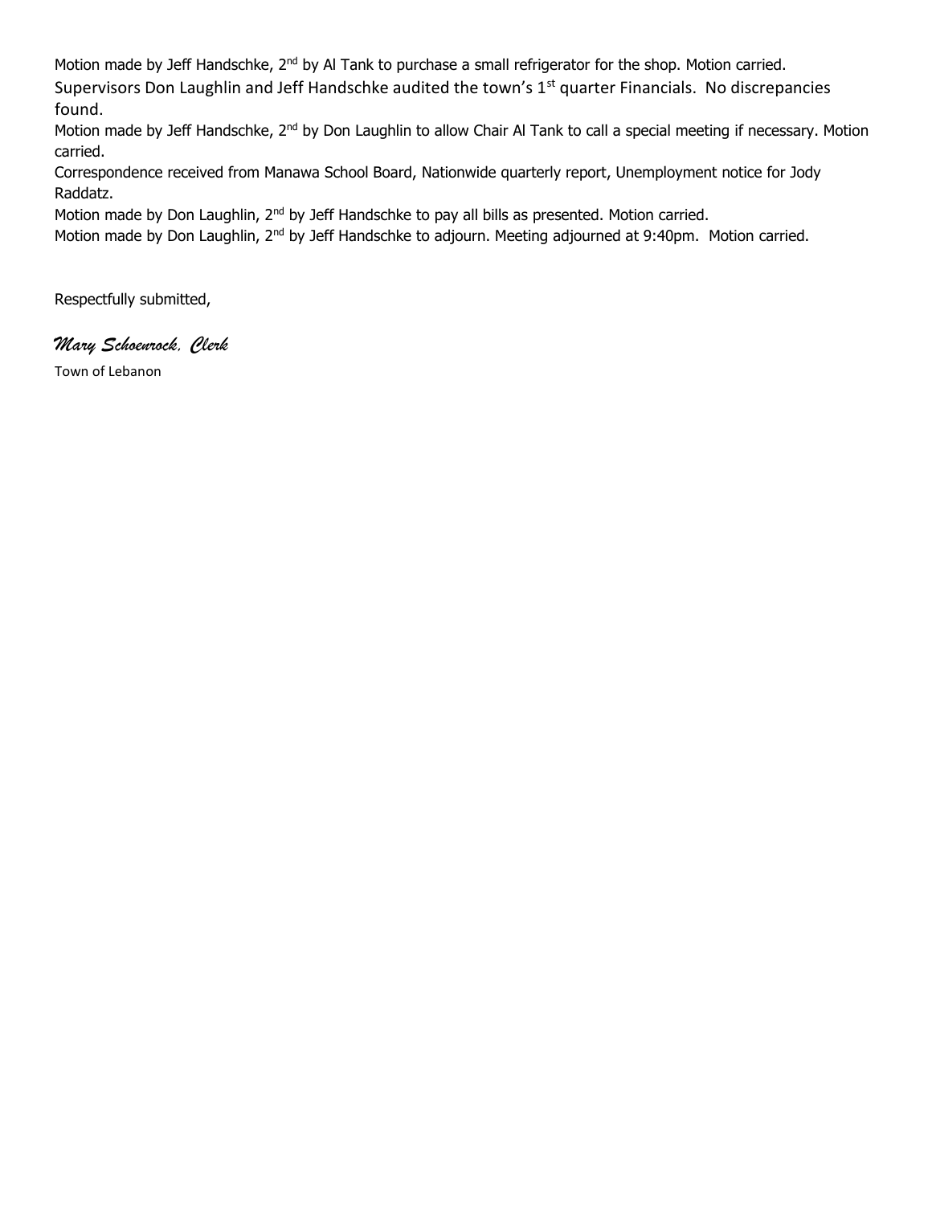Motion made by Jeff Handschke, 2nd by Al Tank to purchase a small refrigerator for the shop. Motion carried.
Supervisors Don Laughlin and Jeff Handschke audited the town's 1st quarter Financials. No discrepancies found.
Motion made by Jeff Handschke, 2nd by Don Laughlin to allow Chair Al Tank to call a special meeting if necessary. Motion carried.
Correspondence received from Manawa School Board, Nationwide quarterly report, Unemployment notice for Jody Raddatz.
Motion made by Don Laughlin, 2nd by Jeff Handschke to pay all bills as presented. Motion carried.
Motion made by Don Laughlin, 2nd by Jeff Handschke to adjourn. Meeting adjourned at 9:40pm. Motion carried.

Respectfully submitted,

*Mary Schoenrock, Clerk*

Town of Lebanon